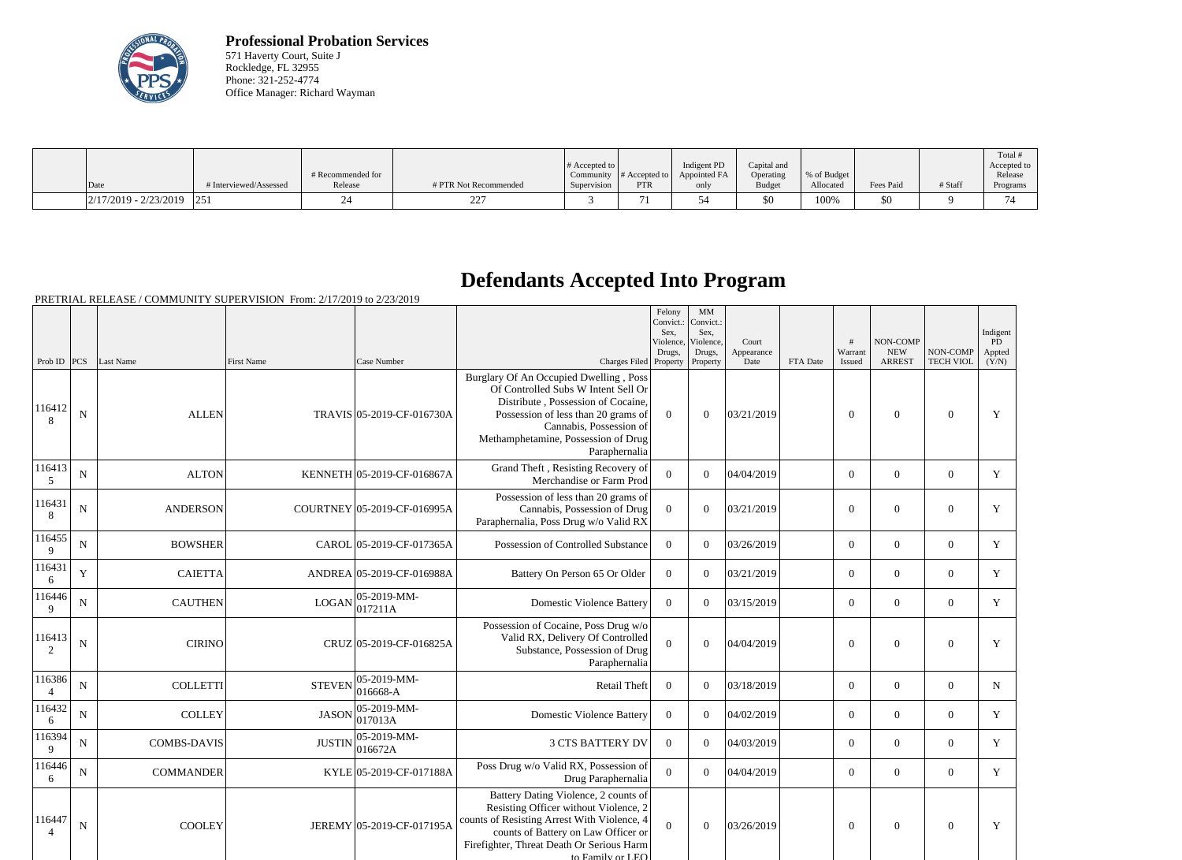**Professional Probation Services**
571 Haverty Court, Suite J
Rockledge, FL 32955
Phone: 321-252-4774
Office Manager: Richard Wayman

| Date | # Interviewed/Assessed | # Recommended for Release | # PTR Not Recommended | # Accepted to Community Supervision | # Accepted to PTR | Indigent PD Appointed FA only | Capital and Operating Budget | % of Budget Allocated | Fees Paid | # Staff | Total # Accepted to Release Programs |
|---|---|---|---|---|---|---|---|---|---|---|---|
| 2/17/2019 - 2/23/2019 | 251 | 24 | 227 | 3 | 71 | 54 | $0 | 100% | $0 | 9 | 74 |

# Defendants Accepted Into Program

PRETRIAL RELEASE / COMMUNITY SUPERVISION From: 2/17/2019 to 2/23/2019

| Prob ID | PCS | Last Name | First Name | Case Number | Charges Filed | Felony Convict.: Sex, Violence, Drugs, Property | MM Convict.: Sex, Violence, Drugs, Property | Court Appearance Date | FTA Date | # Warrant Issued | NON-COMP NEW ARREST | NON-COMP TECH VIOL | Indigent PD Appted (Y/N) |
|---|---|---|---|---|---|---|---|---|---|---|---|---|---|
| 1164128 | N | ALLEN | TRAVIS | 05-2019-CF-016730A | Burglary Of An Occupied Dwelling , Poss Of Controlled Subs W Intent Sell Or Distribute , Possession of Cocaine, Possession of less than 20 grams of Cannabis, Possession of Methamphetamine, Possession of Drug Paraphernalia | 0 | 0 | 03/21/2019 | | 0 | 0 | 0 | Y |
| 1164135 | N | ALTON | KENNETH | 05-2019-CF-016867A | Grand Theft , Resisting Recovery of Merchandise or Farm Prod | 0 | 0 | 04/04/2019 | | 0 | 0 | 0 | Y |
| 1164318 | N | ANDERSON | COURTNEY | 05-2019-CF-016995A | Possession of less than 20 grams of Cannabis, Possession of Drug Paraphernalia, Poss Drug w/o Valid RX | 0 | 0 | 03/21/2019 | | 0 | 0 | 0 | Y |
| 1164559 | N | BOWSHER | CAROL | 05-2019-CF-017365A | Possession of Controlled Substance | 0 | 0 | 03/26/2019 | | 0 | 0 | 0 | Y |
| 1164316 | Y | CAIETTA | ANDREA | 05-2019-CF-016988A | Battery On Person 65 Or Older | 0 | 0 | 03/21/2019 | | 0 | 0 | 0 | Y |
| 1164469 | N | CAUTHEN | LOGAN | 05-2019-MM-017211A | Domestic Violence Battery | 0 | 0 | 03/15/2019 | | 0 | 0 | 0 | Y |
| 1164132 | N | CIRINO | CRUZ | 05-2019-CF-016825A | Possession of Cocaine, Poss Drug w/o Valid RX, Delivery Of Controlled Substance, Possession of Drug Paraphernalia | 0 | 0 | 04/04/2019 | | 0 | 0 | 0 | Y |
| 1163864 | N | COLLETTI | STEVEN | 05-2019-MM-016668-A | Retail Theft | 0 | 0 | 03/18/2019 | | 0 | 0 | 0 | N |
| 1164326 | N | COLLEY | JASON | 05-2019-MM-017013A | Domestic Violence Battery | 0 | 0 | 04/02/2019 | | 0 | 0 | 0 | Y |
| 1163949 | N | COMBS-DAVIS | JUSTIN | 05-2019-MM-016672A | 3 CTS BATTERY DV | 0 | 0 | 04/03/2019 | | 0 | 0 | 0 | Y |
| 1164466 | N | COMMANDER | KYLE | 05-2019-CF-017188A | Poss Drug w/o Valid RX, Possession of Drug Paraphernalia | 0 | 0 | 04/04/2019 | | 0 | 0 | 0 | Y |
| 1164474 | N | COOLEY | JEREMY | 05-2019-CF-017195A | Battery Dating Violence, 2 counts of Resisting Officer without Violence, 2 counts of Resisting Arrest With Violence, 4 counts of Battery on Law Officer or Firefighter, Threat Death Or Serious Harm to Family or LEO | 0 | 0 | 03/26/2019 | | 0 | 0 | 0 | Y |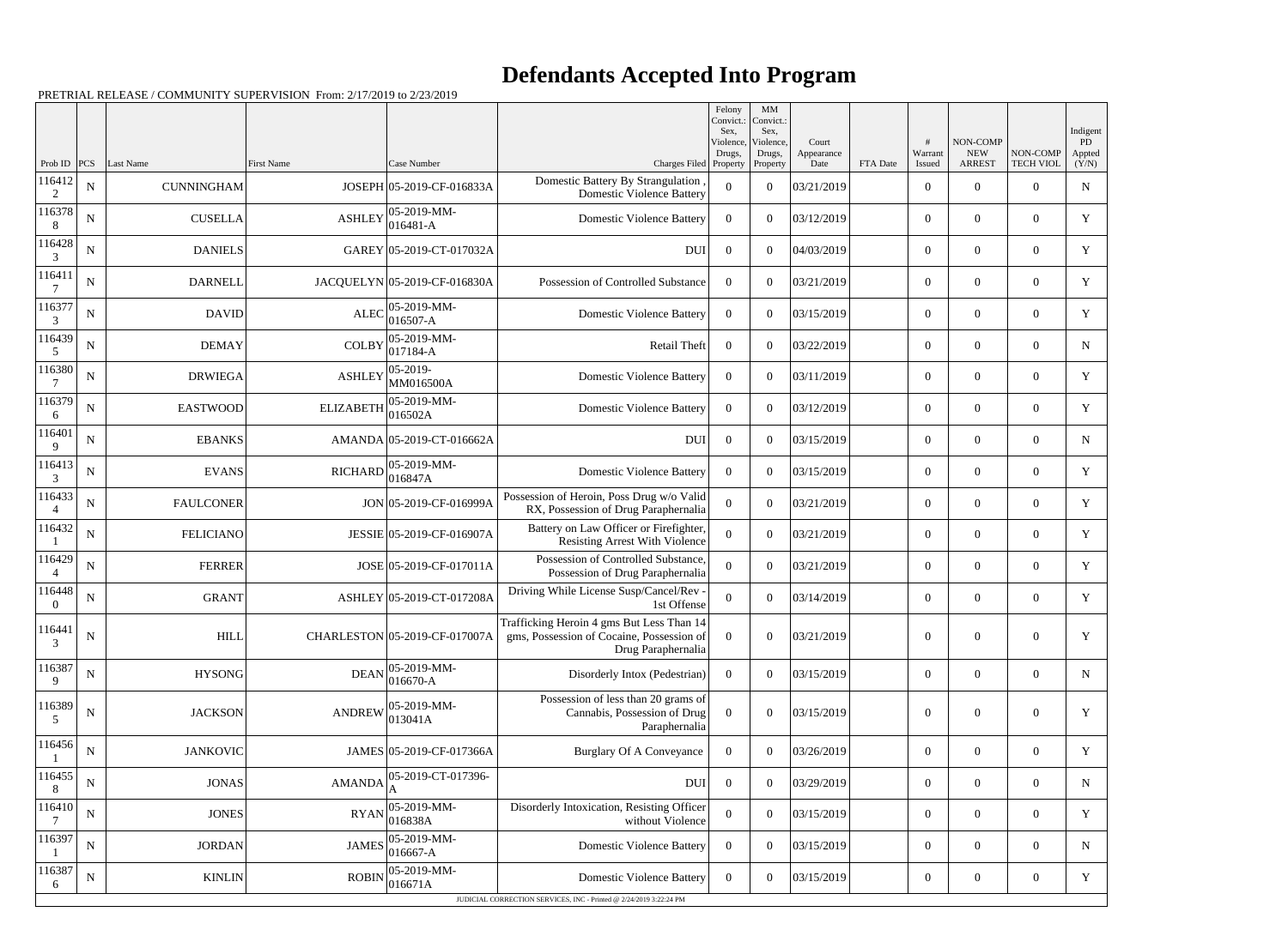# Defendants Accepted Into Program

PRETRIAL RELEASE / COMMUNITY SUPERVISION From: 2/17/2019 to 2/23/2019

| Prob ID | PCS | Last Name | First Name | Case Number | Charges Filed | Felony Convict.: Sex, Violence, Drugs, Property | MM Convict.: Sex, Violence, Drugs, Property | Court Appearance Date | FTA Date | # Warrant Issued | NON-COMP NEW ARREST | NON-COMP TECH VIOL | Indigent PD Appted (Y/N) |
|---|---|---|---|---|---|---|---|---|---|---|---|---|---|
| 1164122 | N | CUNNINGHAM | JOSEPH | 05-2019-CF-016833A | Domestic Battery By Strangulation , Domestic Violence Battery | 0 | 0 | 03/21/2019 | | 0 | 0 | 0 | N |
| 1163788 | N | CUSELLA | ASHLEY | 05-2019-MM-016481-A | Domestic Violence Battery | 0 | 0 | 03/12/2019 | | 0 | 0 | 0 | Y |
| 1164283 | N | DANIELS | GAREY | 05-2019-CT-017032A | DUI | 0 | 0 | 04/03/2019 | | 0 | 0 | 0 | Y |
| 1164117 | N | DARNELL | JACQUELYN | 05-2019-CF-016830A | Possession of Controlled Substance | 0 | 0 | 03/21/2019 | | 0 | 0 | 0 | Y |
| 1163773 | N | DAVID | ALEC | 05-2019-MM-016507-A | Domestic Violence Battery | 0 | 0 | 03/15/2019 | | 0 | 0 | 0 | Y |
| 1164395 | N | DEMAY | COLBY | 05-2019-MM-017184-A | Retail Theft | 0 | 0 | 03/22/2019 | | 0 | 0 | 0 | N |
| 1163807 | N | DRWIEGA | ASHLEY | 05-2019-MM016500A | Domestic Violence Battery | 0 | 0 | 03/11/2019 | | 0 | 0 | 0 | Y |
| 1163796 | N | EASTWOOD | ELIZABETH | 05-2019-MM-016502A | Domestic Violence Battery | 0 | 0 | 03/12/2019 | | 0 | 0 | 0 | Y |
| 1164019 | N | EBANKS | AMANDA | 05-2019-CT-016662A | DUI | 0 | 0 | 03/15/2019 | | 0 | 0 | 0 | N |
| 1164133 | N | EVANS | RICHARD | 05-2019-MM-016847A | Domestic Violence Battery | 0 | 0 | 03/15/2019 | | 0 | 0 | 0 | Y |
| 1164334 | N | FAULCONER | JON | 05-2019-CF-016999A | Possession of Heroin, Poss Drug w/o Valid RX, Possession of Drug Paraphernalia | 0 | 0 | 03/21/2019 | | 0 | 0 | 0 | Y |
| 1164321 | N | FELICIANO | JESSIE | 05-2019-CF-016907A | Battery on Law Officer or Firefighter, Resisting Arrest With Violence | 0 | 0 | 03/21/2019 | | 0 | 0 | 0 | Y |
| 1164294 | N | FERRER | JOSE | 05-2019-CF-017011A | Possession of Controlled Substance, Possession of Drug Paraphernalia | 0 | 0 | 03/21/2019 | | 0 | 0 | 0 | Y |
| 1164480 | N | GRANT | ASHLEY | 05-2019-CT-017208A | Driving While License Susp/Cancel/Rev - 1st Offense | 0 | 0 | 03/14/2019 | | 0 | 0 | 0 | Y |
| 1164413 | N | HILL | CHARLESTON | 05-2019-CF-017007A | Trafficking Heroin 4 gms But Less Than 14 gms, Possession of Cocaine, Possession of Drug Paraphernalia | 0 | 0 | 03/21/2019 | | 0 | 0 | 0 | Y |
| 1163879 | N | HYSONG | DEAN | 05-2019-MM-016670-A | Disorderly Intox (Pedestrian) | 0 | 0 | 03/15/2019 | | 0 | 0 | 0 | N |
| 1163895 | N | JACKSON | ANDREW | 05-2019-MM-013041A | Possession of less than 20 grams of Cannabis, Possession of Drug Paraphernalia | 0 | 0 | 03/15/2019 | | 0 | 0 | 0 | Y |
| 1164561 | N | JANKOVIC | JAMES | 05-2019-CF-017366A | Burglary Of A Conveyance | 0 | 0 | 03/26/2019 | | 0 | 0 | 0 | Y |
| 1164558 | N | JONAS | AMANDA | 05-2019-CT-017396-A | DUI | 0 | 0 | 03/29/2019 | | 0 | 0 | 0 | N |
| 1164107 | N | JONES | RYAN | 05-2019-MM-016838A | Disorderly Intoxication, Resisting Officer without Violence | 0 | 0 | 03/15/2019 | | 0 | 0 | 0 | Y |
| 1163971 | N | JORDAN | JAMES | 05-2019-MM-016667-A | Domestic Violence Battery | 0 | 0 | 03/15/2019 | | 0 | 0 | 0 | N |
| 1163876 | N | KINLIN | ROBIN | 05-2019-MM-016671A | Domestic Violence Battery | 0 | 0 | 03/15/2019 | | 0 | 0 | 0 | Y |

JUDICIAL CORRECTION SERVICES, INC - Printed @ 2/24/2019 3:22:24 PM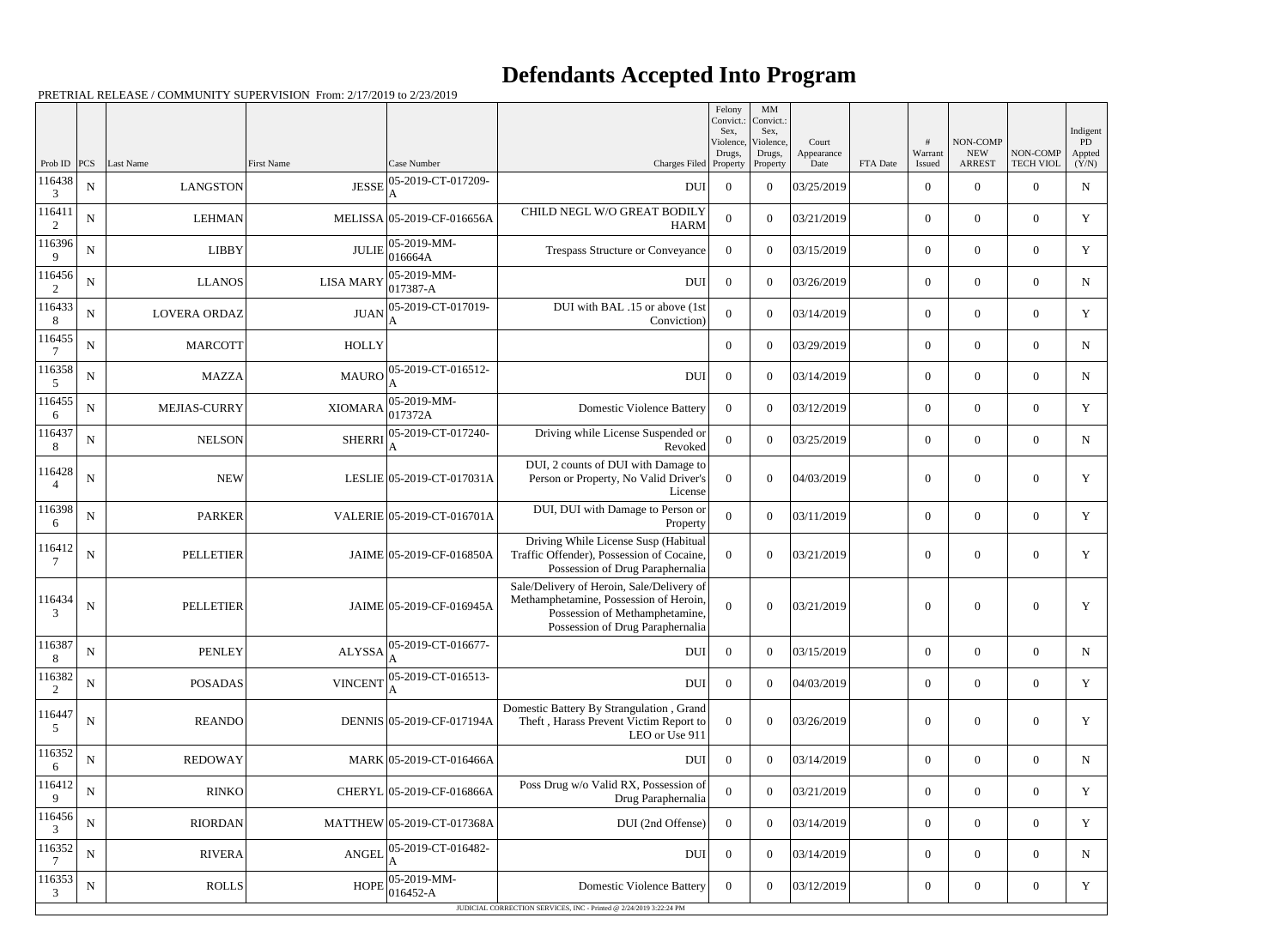# Defendants Accepted Into Program

PRETRIAL RELEASE / COMMUNITY SUPERVISION From: 2/17/2019 to 2/23/2019

| Prob ID | PCS | Last Name | First Name | Case Number | Charges Filed | Felony Convict.: Sex, Violence, Drugs, Property | MM Convict.: Sex, Violence, Drugs, Property | Court Appearance Date | FTA Date | # Warrant Issued | NON-COMP NEW ARREST | NON-COMP TECH VIOL | Indigent PD Appted (Y/N) |
|---|---|---|---|---|---|---|---|---|---|---|---|---|---|
| 1164383 | N | LANGSTON | JESSE | 05-2019-CT-017209-A | DUI | 0 | 0 | 03/25/2019 | | 0 | 0 | 0 | N |
| 1164112 | N | LEHMAN | MELISSA | 05-2019-CF-016656A | CHILD NEGL W/O GREAT BODILY HARM | 0 | 0 | 03/21/2019 | | 0 | 0 | 0 | Y |
| 1163969 | N | LIBBY | JULIE | 05-2019-MM-016664A | Trespass Structure or Conveyance | 0 | 0 | 03/15/2019 | | 0 | 0 | 0 | Y |
| 1164562 | N | LLANOS | LISA MARY | 05-2019-MM-017387-A | DUI | 0 | 0 | 03/26/2019 | | 0 | 0 | 0 | N |
| 1164338 | N | LOVERA ORDAZ | JUAN | 05-2019-CT-017019-A | DUI with BAL .15 or above (1st Conviction) | 0 | 0 | 03/14/2019 | | 0 | 0 | 0 | Y |
| 1164557 | N | MARCOTT | HOLLY | | | 0 | 0 | 03/29/2019 | | 0 | 0 | 0 | N |
| 1163585 | N | MAZZA | MAURO | 05-2019-CT-016512-A | DUI | 0 | 0 | 03/14/2019 | | 0 | 0 | 0 | N |
| 1164556 | N | MEJIAS-CURRY | XIOMARA | 05-2019-MM-017372A | Domestic Violence Battery | 0 | 0 | 03/12/2019 | | 0 | 0 | 0 | Y |
| 1164378 | N | NELSON | SHERRI | 05-2019-CT-017240-A | Driving while License Suspended or Revoked | 0 | 0 | 03/25/2019 | | 0 | 0 | 0 | N |
| 1164284 | N | NEW | LESLIE | 05-2019-CT-017031A | DUI, 2 counts of DUI with Damage to Person or Property, No Valid Driver's License | 0 | 0 | 04/03/2019 | | 0 | 0 | 0 | Y |
| 1163986 | N | PARKER | VALERIE | 05-2019-CT-016701A | DUI, DUI with Damage to Person or Property | 0 | 0 | 03/11/2019 | | 0 | 0 | 0 | Y |
| 1164127 | N | PELLETIER | JAIME | 05-2019-CF-016850A | Driving While License Susp (Habitual Traffic Offender), Possession of Cocaine, Possession of Drug Paraphernalia | 0 | 0 | 03/21/2019 | | 0 | 0 | 0 | Y |
| 1164343 | N | PELLETIER | JAIME | 05-2019-CF-016945A | Sale/Delivery of Heroin, Sale/Delivery of Methamphetamine, Possession of Heroin, Possession of Methamphetamine, Possession of Drug Paraphernalia | 0 | 0 | 03/21/2019 | | 0 | 0 | 0 | Y |
| 1163878 | N | PENLEY | ALYSSA | 05-2019-CT-016677-A | DUI | 0 | 0 | 03/15/2019 | | 0 | 0 | 0 | N |
| 1163822 | N | POSADAS | VINCENT | 05-2019-CT-016513-A | DUI | 0 | 0 | 04/03/2019 | | 0 | 0 | 0 | Y |
| 1164475 | N | REANDO | DENNIS | 05-2019-CF-017194A | Domestic Battery By Strangulation , Grand Theft , Harass Prevent Victim Report to LEO or Use 911 | 0 | 0 | 03/26/2019 | | 0 | 0 | 0 | Y |
| 1163526 | N | REDOWAY | MARK | 05-2019-CT-016466A | DUI | 0 | 0 | 03/14/2019 | | 0 | 0 | 0 | N |
| 1164129 | N | RINKO | CHERYL | 05-2019-CF-016866A | Poss Drug w/o Valid RX, Possession of Drug Paraphernalia | 0 | 0 | 03/21/2019 | | 0 | 0 | 0 | Y |
| 1164563 | N | RIORDAN | MATTHEW | 05-2019-CT-017368A | DUI (2nd Offense) | 0 | 0 | 03/14/2019 | | 0 | 0 | 0 | Y |
| 1163527 | N | RIVERA | ANGEL | 05-2019-CT-016482-A | DUI | 0 | 0 | 03/14/2019 | | 0 | 0 | 0 | N |
| 1163533 | N | ROLLS | HOPE | 05-2019-MM-016452-A | Domestic Violence Battery | 0 | 0 | 03/12/2019 | | 0 | 0 | 0 | Y |

JUDICIAL CORRECTION SERVICES, INC - Printed @ 2/24/2019 3:22:24 PM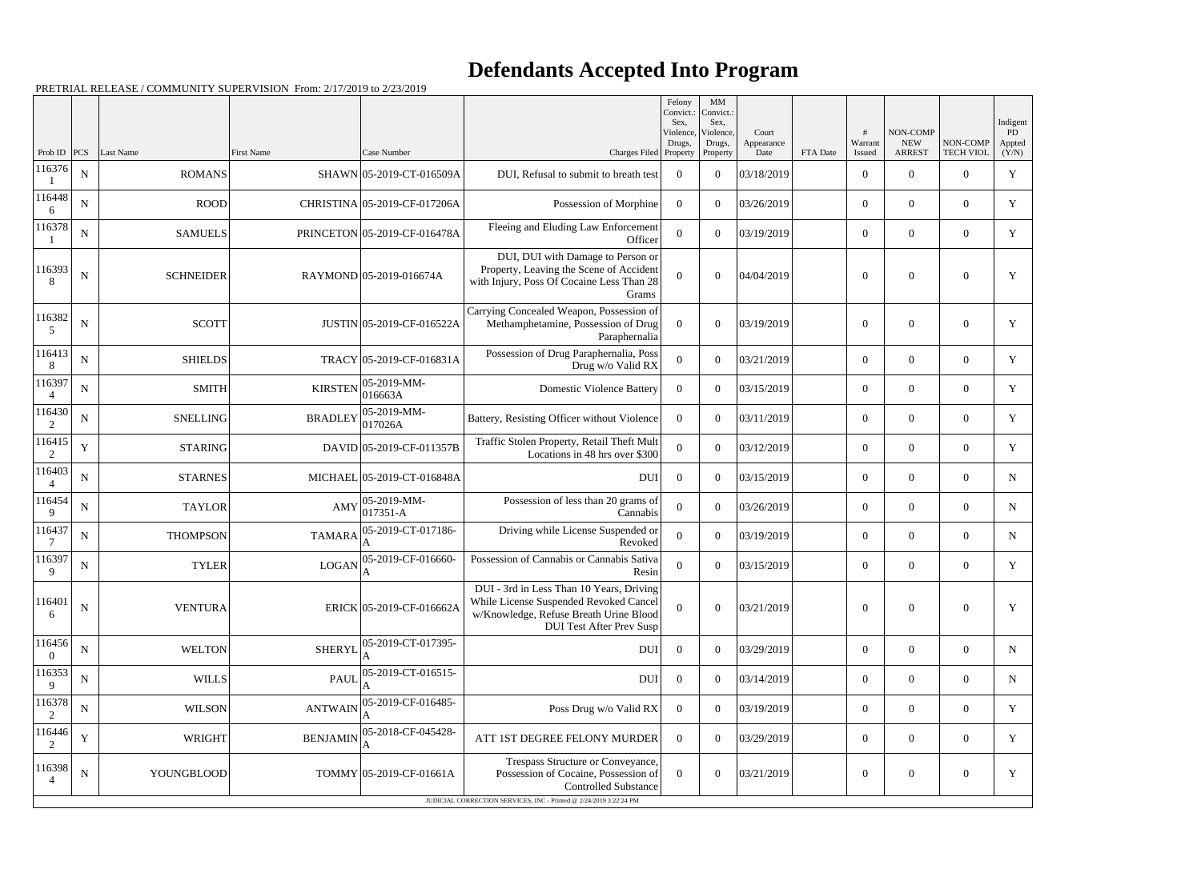# Defendants Accepted Into Program

PRETRIAL RELEASE / COMMUNITY SUPERVISION From: 2/17/2019 to 2/23/2019

| Prob ID | PCS | Last Name | First Name | Case Number | Charges Filed | Felony Convict.: Sex, Violence, Drugs, Property | MM Convict.: Sex, Violence, Drugs, Property | Court Appearance Date | FTA Date | # Warrant Issued | NON-COMP NEW ARREST | NON-COMP TECH VIOL | Indigent PD Appted (Y/N) |
|---|---|---|---|---|---|---|---|---|---|---|---|---|---|
| 1163761 | N | ROMANS | SHAWN | 05-2019-CT-016509A | DUI, Refusal to submit to breath test | 0 | 0 | 03/18/2019 | | 0 | 0 | 0 | Y |
| 1164486 | N | ROOD | CHRISTINA | 05-2019-CF-017206A | Possession of Morphine | 0 | 0 | 03/26/2019 | | 0 | 0 | 0 | Y |
| 1163781 | N | SAMUELS | PRINCETON | 05-2019-CF-016478A | Fleeing and Eluding Law Enforcement Officer | 0 | 0 | 03/19/2019 | | 0 | 0 | 0 | Y |
| 1163938 | N | SCHNEIDER | RAYMOND | 05-2019-016674A | DUI, DUI with Damage to Person or Property, Leaving the Scene of Accident with Injury, Poss Of Cocaine Less Than 28 Grams | 0 | 0 | 04/04/2019 | | 0 | 0 | 0 | Y |
| 1163825 | N | SCOTT | JUSTIN | 05-2019-CF-016522A | Carrying Concealed Weapon, Possession of Methamphetamine, Possession of Drug Paraphernalia | 0 | 0 | 03/19/2019 | | 0 | 0 | 0 | Y |
| 1164138 | N | SHIELDS | TRACY | 05-2019-CF-016831A | Possession of Drug Paraphernalia, Poss Drug w/o Valid RX | 0 | 0 | 03/21/2019 | | 0 | 0 | 0 | Y |
| 1163974 | N | SMITH | KIRSTEN | 05-2019-MM-016663A | Domestic Violence Battery | 0 | 0 | 03/15/2019 | | 0 | 0 | 0 | Y |
| 1164302 | N | SNELLING | BRADLEY | 05-2019-MM-017026A | Battery, Resisting Officer without Violence | 0 | 0 | 03/11/2019 | | 0 | 0 | 0 | Y |
| 1164152 | Y | STARING | DAVID | 05-2019-CF-011357B | Traffic Stolen Property, Retail Theft Mult Locations in 48 hrs over $300 | 0 | 0 | 03/12/2019 | | 0 | 0 | 0 | Y |
| 1164034 | N | STARNES | MICHAEL | 05-2019-CT-016848A | DUI | 0 | 0 | 03/15/2019 | | 0 | 0 | 0 | N |
| 1164549 | N | TAYLOR | AMY | 05-2019-MM-017351-A | Possession of less than 20 grams of Cannabis | 0 | 0 | 03/26/2019 | | 0 | 0 | 0 | N |
| 1164377 | N | THOMPSON | TAMARA | 05-2019-CT-017186-A | Driving while License Suspended or Revoked | 0 | 0 | 03/19/2019 | | 0 | 0 | 0 | N |
| 1163979 | N | TYLER | LOGAN | 05-2019-CF-016660-A | Possession of Cannabis or Cannabis Sativa Resin | 0 | 0 | 03/15/2019 | | 0 | 0 | 0 | Y |
| 1164016 | N | VENTURA | ERICK | 05-2019-CF-016662A | DUI - 3rd in Less Than 10 Years, Driving While License Suspended Revoked Cancel w/Knowledge, Refuse Breath Urine Blood DUI Test After Prev Susp | 0 | 0 | 03/21/2019 | | 0 | 0 | 0 | Y |
| 1164560 | N | WELTON | SHERYL | 05-2019-CT-017395-A | DUI | 0 | 0 | 03/29/2019 | | 0 | 0 | 0 | N |
| 1163539 | N | WILLS | PAUL | 05-2019-CT-016515-A | DUI | 0 | 0 | 03/14/2019 | | 0 | 0 | 0 | N |
| 1163782 | N | WILSON | ANTWAIN | 05-2019-CF-016485-A | Poss Drug w/o Valid RX | 0 | 0 | 03/19/2019 | | 0 | 0 | 0 | Y |
| 1164462 | Y | WRIGHT | BENJAMIN | 05-2018-CF-045428-A | ATT 1ST DEGREE FELONY MURDER | 0 | 0 | 03/29/2019 | | 0 | 0 | 0 | Y |
| 1163984 | N | YOUNGBLOOD | TOMMY | 05-2019-CF-01661A | Trespass Structure or Conveyance, Possession of Cocaine, Possession of Controlled Substance | 0 | 0 | 03/21/2019 | | 0 | 0 | 0 | Y |

JUDICIAL CORRECTION SERVICES, INC - Printed @ 2/24/2019 3:22:24 PM